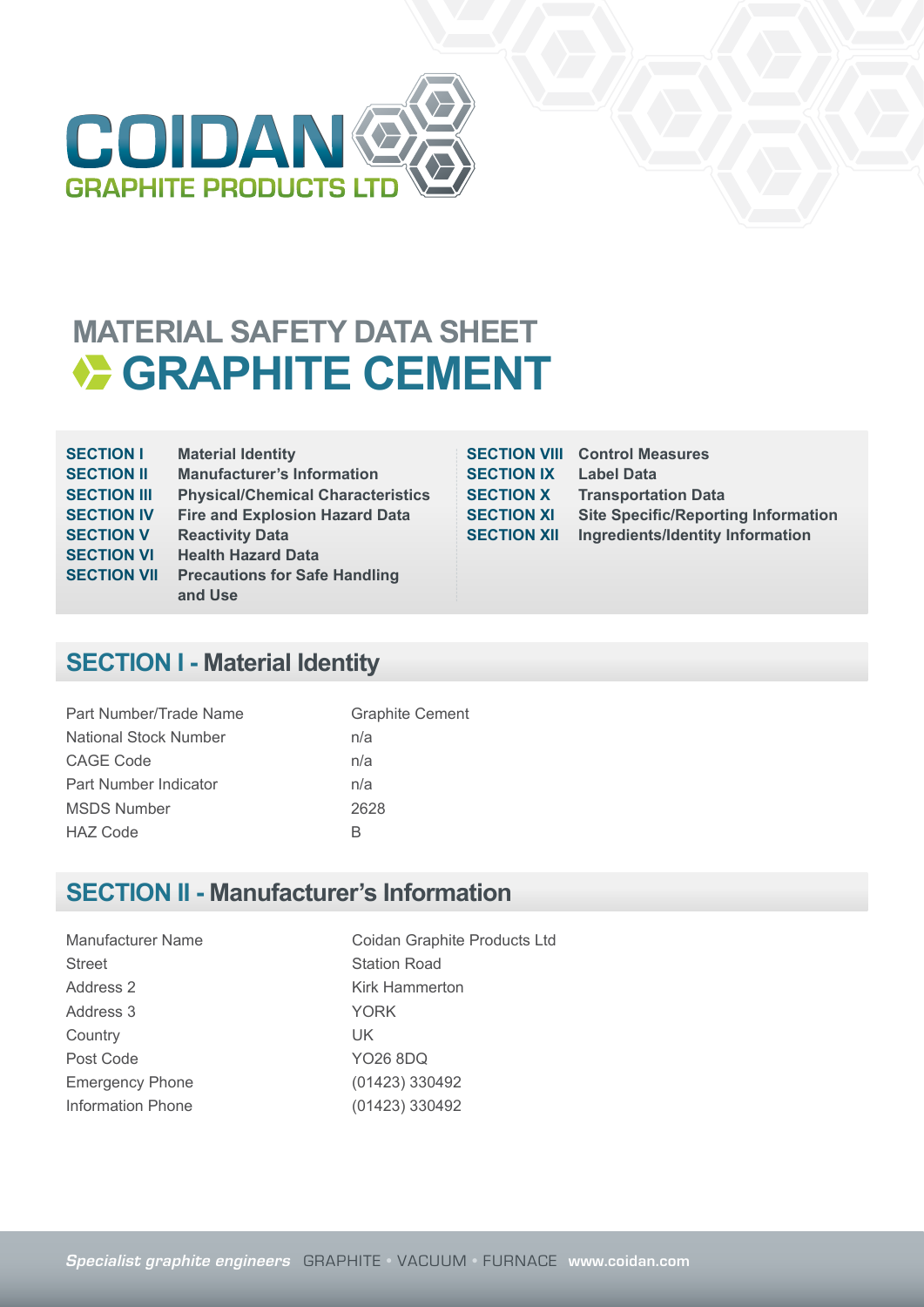COIDAN
GRAPHITE PRODUCTS LTD

# MATERIAL SAFETY DATA SHEET
# GRAPHITE CEMENT

| | |
|---|---|
| **SECTION I** | **Material Identity** |
| **SECTION II** | **Manufacturer's Information** |
| **SECTION III** | **Physical/Chemical Characteristics** |
| **SECTION IV** | **Fire and Explosion Hazard Data** |
| **SECTION V** | **Reactivity Data** |
| **SECTION VI** | **Health Hazard Data** |
| **SECTION VII** | **Precautions for Safe Handling and Use** |
| **SECTION VIII** | **Control Measures** |
| **SECTION IX** | **Label Data** |
| **SECTION X** | **Transportation Data** |
| **SECTION XI** | **Site Specific/Reporting Information** |
| **SECTION XII** | **Ingredients/Identity Information** |

## SECTION I - Material Identity

| | |
|---|---|
| Part Number/Trade Name | Graphite Cement |
| National Stock Number | n/a |
| CAGE Code | n/a |
| Part Number Indicator | n/a |
| MSDS Number | 2628 |
| HAZ Code | B |

## SECTION II - Manufacturer's Information

| | |
|---|---|
| Manufacturer Name | Coidan Graphite Products Ltd |
| Street | Station Road |
| Address 2 | Kirk Hammerton |
| Address 3 | YORK |
| Country | UK |
| Post Code | YO26 8DQ |
| Emergency Phone | (01423) 330492 |
| Information Phone | (01423) 330492 |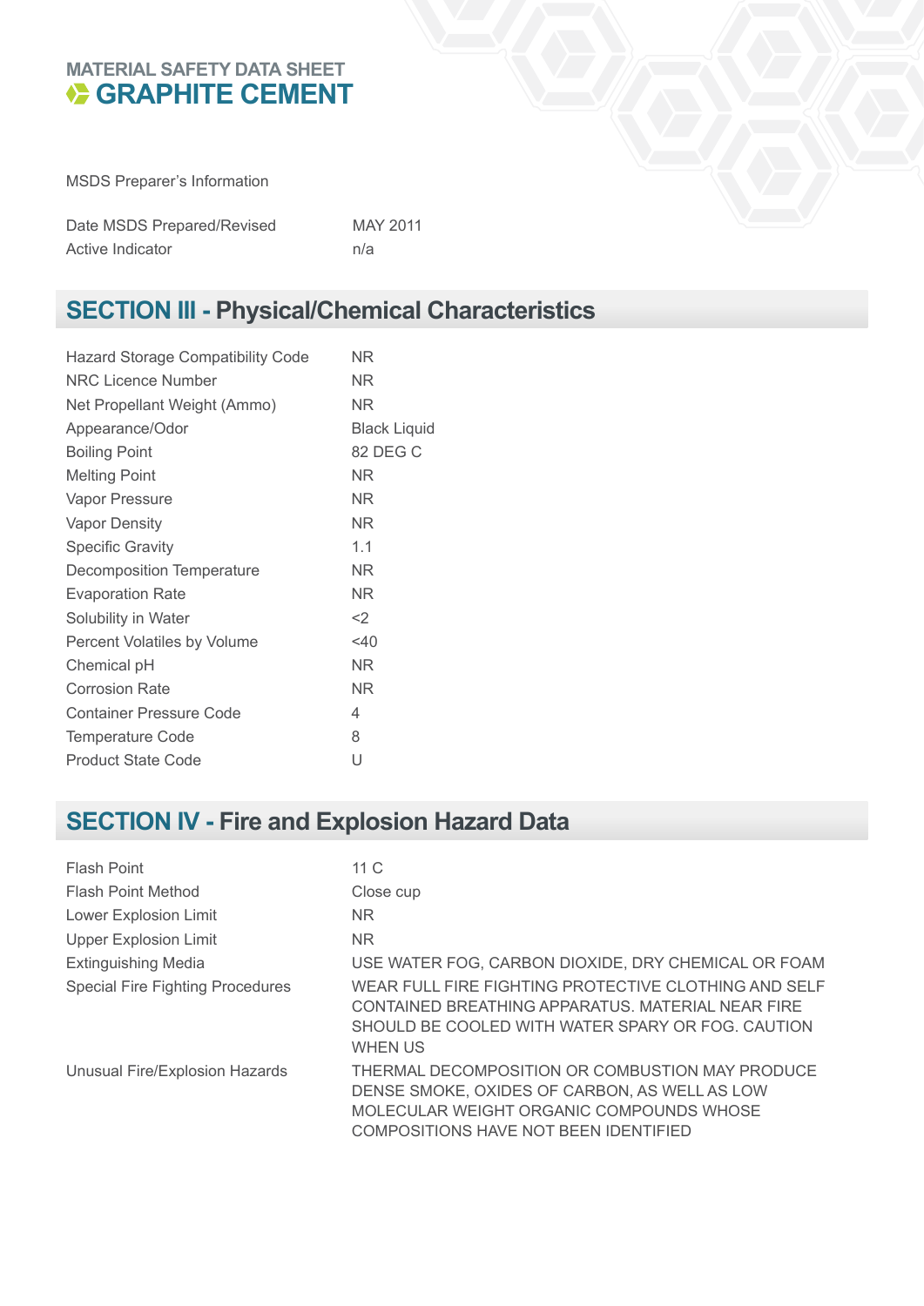MATERIAL SAFETY DATA SHEET

# GRAPHITE CEMENT

MSDS Preparer's Information

| | |
|---|---|
| Date MSDS Prepared/Revised | MAY 2011 |
| Active Indicator | n/a |

## SECTION III - Physical/Chemical Characteristics

| | |
|---|---|
| Hazard Storage Compatibility Code | NR |
| NRC Licence Number | NR |
| Net Propellant Weight (Ammo) | NR |
| Appearance/Odor | Black Liquid |
| Boiling Point | 82 DEG C |
| Melting Point | NR |
| Vapor Pressure | NR |
| Vapor Density | NR |
| Specific Gravity | 1.1 |
| Decomposition Temperature | NR |
| Evaporation Rate | NR |
| Solubility in Water | <2 |
| Percent Volatiles by Volume | <40 |
| Chemical pH | NR |
| Corrosion Rate | NR |
| Container Pressure Code | 4 |
| Temperature Code | 8 |
| Product State Code | U |

## SECTION IV - Fire and Explosion Hazard Data

| | |
|---|---|
| Flash Point | 11 C |
| Flash Point Method | Close cup |
| Lower Explosion Limit | NR |
| Upper Explosion Limit | NR |
| Extinguishing Media | USE WATER FOG, CARBON DIOXIDE, DRY CHEMICAL OR FOAM |
| Special Fire Fighting Procedures | WEAR FULL FIRE FIGHTING PROTECTIVE CLOTHING AND SELF CONTAINED BREATHING APPARATUS. MATERIAL NEAR FIRE SHOULD BE COOLED WITH WATER SPARY OR FOG. CAUTION WHEN US |
| Unusual Fire/Explosion Hazards | THERMAL DECOMPOSITION OR COMBUSTION MAY PRODUCE DENSE SMOKE, OXIDES OF CARBON, AS WELL AS LOW MOLECULAR WEIGHT ORGANIC COMPOUNDS WHOSE COMPOSITIONS HAVE NOT BEEN IDENTIFIED |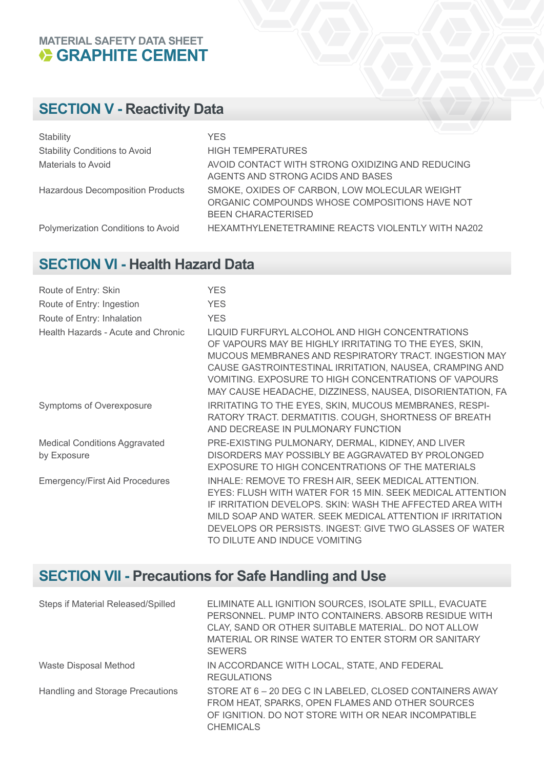MATERIAL SAFETY DATA SHEET

# GRAPHITE CEMENT

## SECTION V - Reactivity Data

| | |
|---|---|
| Stability | YES |
| Stability Conditions to Avoid | HIGH TEMPERATURES |
| Materials to Avoid | AVOID CONTACT WITH STRONG OXIDIZING AND REDUCING AGENTS AND STRONG ACIDS AND BASES |
| Hazardous Decomposition Products | SMOKE, OXIDES OF CARBON, LOW MOLECULAR WEIGHT ORGANIC COMPOUNDS WHOSE COMPOSITIONS HAVE NOT BEEN CHARACTERISED |
| Polymerization Conditions to Avoid | HEXAMTHYLENETETRAMINE REACTS VIOLENTLY WITH NA2O2 |

## SECTION VI - Health Hazard Data

| | |
|---|---|
| Route of Entry: Skin | YES |
| Route of Entry: Ingestion | YES |
| Route of Entry: Inhalation | YES |
| Health Hazards - Acute and Chronic | LIQUID FURFURYL ALCOHOL AND HIGH CONCENTRATIONS OF VAPOURS MAY BE HIGHLY IRRITATING TO THE EYES, SKIN, MUCOUS MEMBRANES AND RESPIRATORY TRACT. INGESTION MAY CAUSE GASTROINTESTINAL IRRITATION, NAUSEA, CRAMPING AND VOMITING. EXPOSURE TO HIGH CONCENTRATIONS OF VAPOURS MAY CAUSE HEADACHE, DIZZINESS, NAUSEA, DISORIENTATION, FA |
| Symptoms of Overexposure | IRRITATING TO THE EYES, SKIN, MUCOUS MEMBRANES, RESPIRATORY TRACT. DERMATITIS. COUGH, SHORTNESS OF BREATH AND DECREASE IN PULMONARY FUNCTION |
| Medical Conditions Aggravated by Exposure | PRE-EXISTING PULMONARY, DERMAL, KIDNEY, AND LIVER DISORDERS MAY POSSIBLY BE AGGRAVATED BY PROLONGED EXPOSURE TO HIGH CONCENTRATIONS OF THE MATERIALS |
| Emergency/First Aid Procedures | INHALE: REMOVE TO FRESH AIR, SEEK MEDICAL ATTENTION. EYES: FLUSH WITH WATER FOR 15 MIN. SEEK MEDICAL ATTENTION IF IRRITATION DEVELOPS. SKIN: WASH THE AFFECTED AREA WITH MILD SOAP AND WATER. SEEK MEDICAL ATTENTION IF IRRITATION DEVELOPS OR PERSISTS. INGEST: GIVE TWO GLASSES OF WATER TO DILUTE AND INDUCE VOMITING |

## SECTION VII - Precautions for Safe Handling and Use

| | |
|---|---|
| Steps if Material Released/Spilled | ELIMINATE ALL IGNITION SOURCES, ISOLATE SPILL, EVACUATE PERSONNEL. PUMP INTO CONTAINERS. ABSORB RESIDUE WITH CLAY, SAND OR OTHER SUITABLE MATERIAL. DO NOT ALLOW MATERIAL OR RINSE WATER TO ENTER STORM OR SANITARY SEWERS |
| Waste Disposal Method | IN ACCORDANCE WITH LOCAL, STATE, AND FEDERAL REGULATIONS |
| Handling and Storage Precautions | STORE AT 6 – 20 DEG C IN LABELED, CLOSED CONTAINERS AWAY FROM HEAT, SPARKS, OPEN FLAMES AND OTHER SOURCES OF IGNITION. DO NOT STORE WITH OR NEAR INCOMPATIBLE CHEMICALS |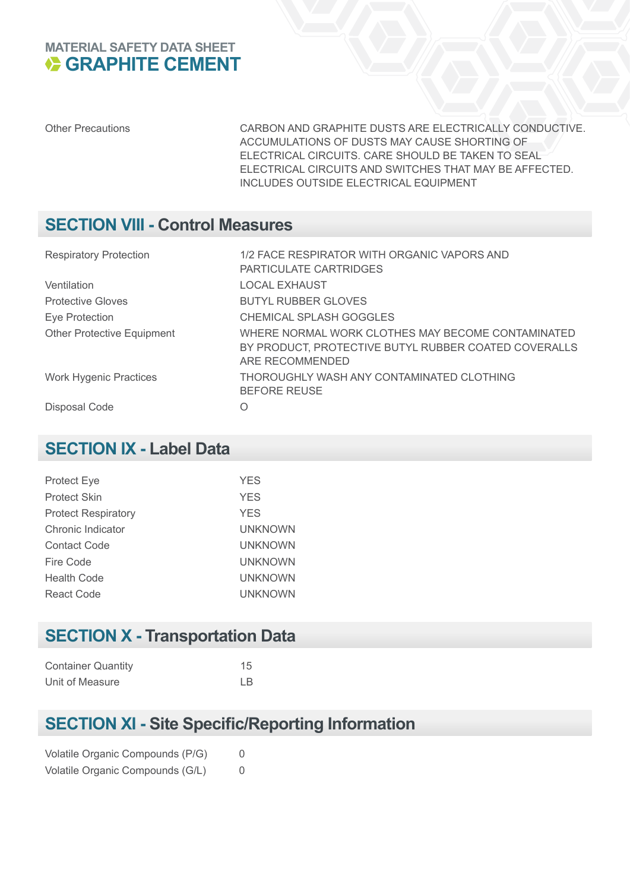MATERIAL SAFETY DATA SHEET

# GRAPHITE CEMENT

| | |
|---|---|
| Other Precautions | CARBON AND GRAPHITE DUSTS ARE ELECTRICALLY CONDUCTIVE. ACCUMULATIONS OF DUSTS MAY CAUSE SHORTING OF ELECTRICAL CIRCUITS. CARE SHOULD BE TAKEN TO SEAL ELECTRICAL CIRCUITS AND SWITCHES THAT MAY BE AFFECTED. INCLUDES OUTSIDE ELECTRICAL EQUIPMENT |

## SECTION VIII - Control Measures

| | |
|---|---|
| Respiratory Protection | 1/2 FACE RESPIRATOR WITH ORGANIC VAPORS AND PARTICULATE CARTRIDGES |
| Ventilation | LOCAL EXHAUST |
| Protective Gloves | BUTYL RUBBER GLOVES |
| Eye Protection | CHEMICAL SPLASH GOGGLES |
| Other Protective Equipment | WHERE NORMAL WORK CLOTHES MAY BECOME CONTAMINATED BY PRODUCT, PROTECTIVE BUTYL RUBBER COATED COVERALLS ARE RECOMMENDED |
| Work Hygenic Practices | THOROUGHLY WASH ANY CONTAMINATED CLOTHING BEFORE REUSE |
| Disposal Code | O |

## SECTION IX - Label Data

| | |
|---|---|
| Protect Eye | YES |
| Protect Skin | YES |
| Protect Respiratory | YES |
| Chronic Indicator | UNKNOWN |
| Contact Code | UNKNOWN |
| Fire Code | UNKNOWN |
| Health Code | UNKNOWN |
| React Code | UNKNOWN |

## SECTION X - Transportation Data

| | |
|---|---|
| Container Quantity | 15 |
| Unit of Measure | LB |

## SECTION XI - Site Specific/Reporting Information

| | |
|---|---|
| Volatile Organic Compounds (P/G) | 0 |
| Volatile Organic Compounds (G/L) | 0 |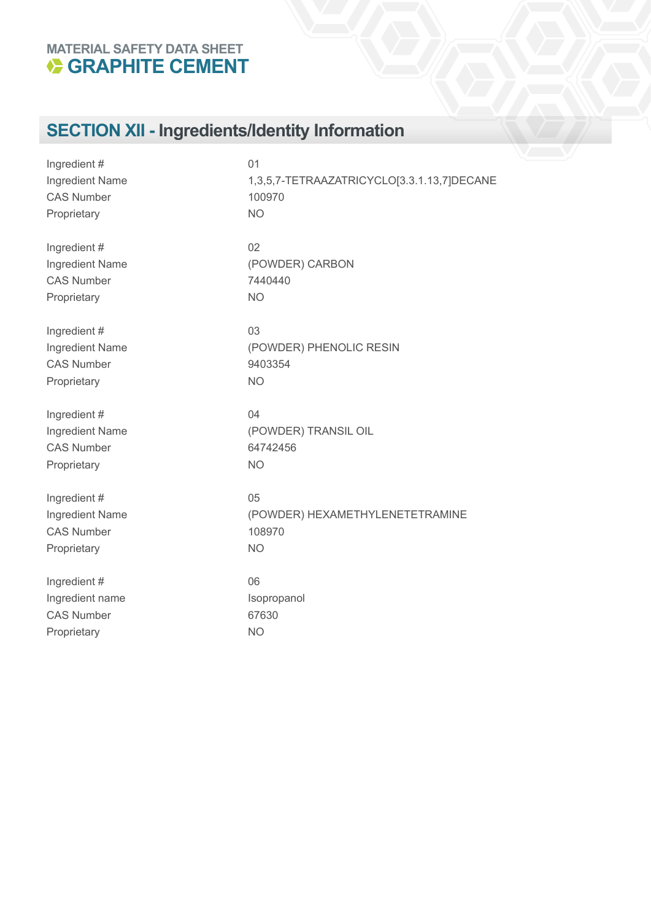MATERIAL SAFETY DATA SHEET

# GRAPHITE CEMENT

## SECTION XII - Ingredients/Identity Information

| | |
|---|---|
| Ingredient # | 01 |
| Ingredient Name | 1,3,5,7-TETRAAZATRICYCLO[3.3.1.13,7]DECANE |
| CAS Number | 100970 |
| Proprietary | NO |

| | |
|---|---|
| Ingredient # | 02 |
| Ingredient Name | (POWDER) CARBON |
| CAS Number | 7440440 |
| Proprietary | NO |

| | |
|---|---|
| Ingredient # | 03 |
| Ingredient Name | (POWDER) PHENOLIC RESIN |
| CAS Number | 9403354 |
| Proprietary | NO |

| | |
|---|---|
| Ingredient # | 04 |
| Ingredient Name | (POWDER) TRANSIL OIL |
| CAS Number | 64742456 |
| Proprietary | NO |

| | |
|---|---|
| Ingredient # | 05 |
| Ingredient Name | (POWDER) HEXAMETHYLENETETRAMINE |
| CAS Number | 108970 |
| Proprietary | NO |

| | |
|---|---|
| Ingredient # | 06 |
| Ingredient name | Isopropanol |
| CAS Number | 67630 |
| Proprietary | NO |